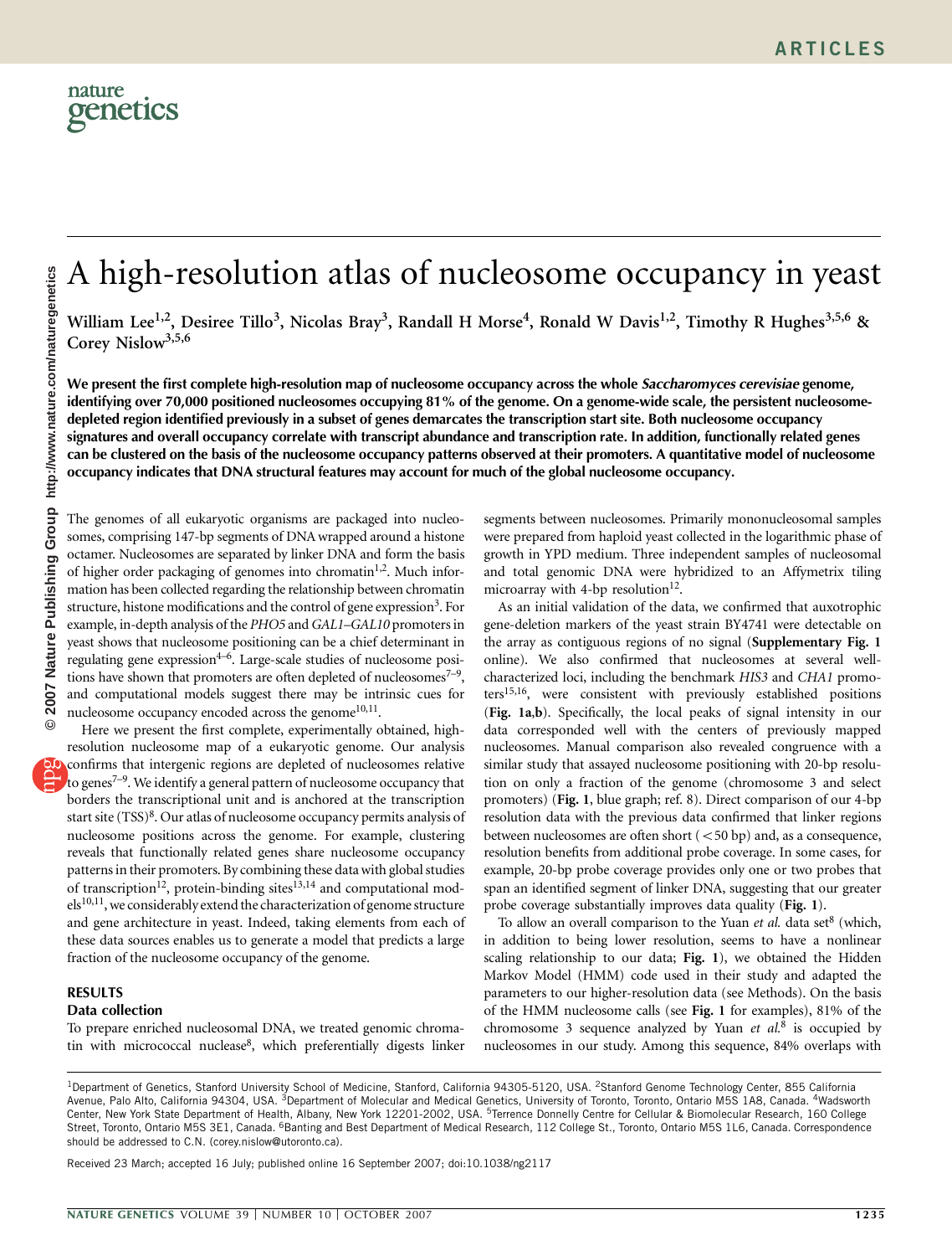# A high-resolution atlas of nucleosome occupancy in yeast

William Lee[1,2], Desiree Tillo[3], Nicolas Bray[3], Randall H Morse[4], Ronald W Davis[1,2], Timothy R Hughes[3,5,6] & Corey Nislow[3,5,6]

**We present the first complete high-resolution map of nucleosome occupancy across the whole *Saccharomyces cerevisiae* genome, identifying over 70,000 positioned nucleosomes occupying 81% of the genome. On a genome-wide scale, the persistent nucleosome-depleted region identified previously in a subset of genes demarcates the transcription start site. Both nucleosome occupancy signatures and overall occupancy correlate with transcript abundance and transcription rate. In addition, functionally related genes can be clustered on the basis of the nucleosome occupancy patterns observed at their promoters. A quantitative model of nucleosome occupancy indicates that DNA structural features may account for much of the global nucleosome occupancy.**

The genomes of all eukaryotic organisms are packaged into nucleosomes, comprising 147-bp segments of DNA wrapped around a histone octamer. Nucleosomes are separated by linker DNA and form the basis of higher order packaging of genomes into chromatin[1,2]. Much information has been collected regarding the relationship between chromatin structure, histone modifications and the control of gene expression[3]. For example, in-depth analysis of the *PHO5* and *GAL1–GAL10* promoters in yeast shows that nucleosome positioning can be a chief determinant in regulating gene expression[4–6]. Large-scale studies of nucleosome positions have shown that promoters are often depleted of nucleosomes[7–9], and computational models suggest there may be intrinsic cues for nucleosome occupancy encoded across the genome[10,11].

Here we present the first complete, experimentally obtained, high-resolution nucleosome map of a eukaryotic genome. Our analysis confirms that intergenic regions are depleted of nucleosomes relative to genes[7–9]. We identify a general pattern of nucleosome occupancy that borders the transcriptional unit and is anchored at the transcription start site (TSS)[8]. Our atlas of nucleosome occupancy permits analysis of nucleosome positions across the genome. For example, clustering reveals that functionally related genes share nucleosome occupancy patterns in their promoters. By combining these data with global studies of transcription[12], protein-binding sites[13,14] and computational models[10,11], we considerably extend the characterization of genome structure and gene architecture in yeast. Indeed, taking elements from each of these data sources enables us to generate a model that predicts a large fraction of the nucleosome occupancy of the genome.

## RESULTS

### Data collection

To prepare enriched nucleosomal DNA, we treated genomic chromatin with micrococcal nuclease[8], which preferentially digests linker segments between nucleosomes. Primarily mononucleosomal samples were prepared from haploid yeast collected in the logarithmic phase of growth in YPD medium. Three independent samples of nucleosomal and total genomic DNA were hybridized to an Affymetrix tiling microarray with 4-bp resolution[12].

As an initial validation of the data, we confirmed that auxotrophic gene-deletion markers of the yeast strain BY4741 were detectable on the array as contiguous regions of no signal (**Supplementary Fig. 1** online). We also confirmed that nucleosomes at several well-characterized loci, including the benchmark *HIS3* and *CHA1* promoters[15,16], were consistent with previously established positions (**Fig. 1a**,**b**). Specifically, the local peaks of signal intensity in our data corresponded well with the centers of previously mapped nucleosomes. Manual comparison also revealed congruence with a similar study that assayed nucleosome positioning with 20-bp resolution on only a fraction of the genome (chromosome 3 and select promoters) (**Fig. 1**, blue graph; ref. 8). Direct comparison of our 4-bp resolution data with the previous data confirmed that linker regions between nucleosomes are often short (< 50 bp) and, as a consequence, resolution benefits from additional probe coverage. In some cases, for example, 20-bp probe coverage provides only one or two probes that span an identified segment of linker DNA, suggesting that our greater probe coverage substantially improves data quality (**Fig. 1**).

To allow an overall comparison to the Yuan *et al.* data set[8] (which, in addition to being lower resolution, seems to have a nonlinear scaling relationship to our data; **Fig. 1**), we obtained the Hidden Markov Model (HMM) code used in their study and adapted the parameters to our higher-resolution data (see Methods). On the basis of the HMM nucleosome calls (see **Fig. 1** for examples), 81% of the chromosome 3 sequence analyzed by Yuan *et al.*[8] is occupied by nucleosomes in our study. Among this sequence, 84% overlaps with

[1]Department of Genetics, Stanford University School of Medicine, Stanford, California 94305-5120, USA. [2]Stanford Genome Technology Center, 855 California Avenue, Palo Alto, California 94304, USA. [3]Department of Molecular and Medical Genetics, University of Toronto, Toronto, Ontario M5S 1A8, Canada. [4]Wadsworth Center, New York State Department of Health, Albany, New York 12201-2002, USA. [5]Terrence Donnelly Centre for Cellular & Biomolecular Research, 160 College Street, Toronto, Ontario M5S 3E1, Canada. [6]Banting and Best Department of Medical Research, 112 College St., Toronto, Ontario M5S 1L6, Canada. Correspondence should be addressed to C.N. (corey.nislow@utoronto.ca).

Received 23 March; accepted 16 July; published online 16 September 2007; doi:10.1038/ng2117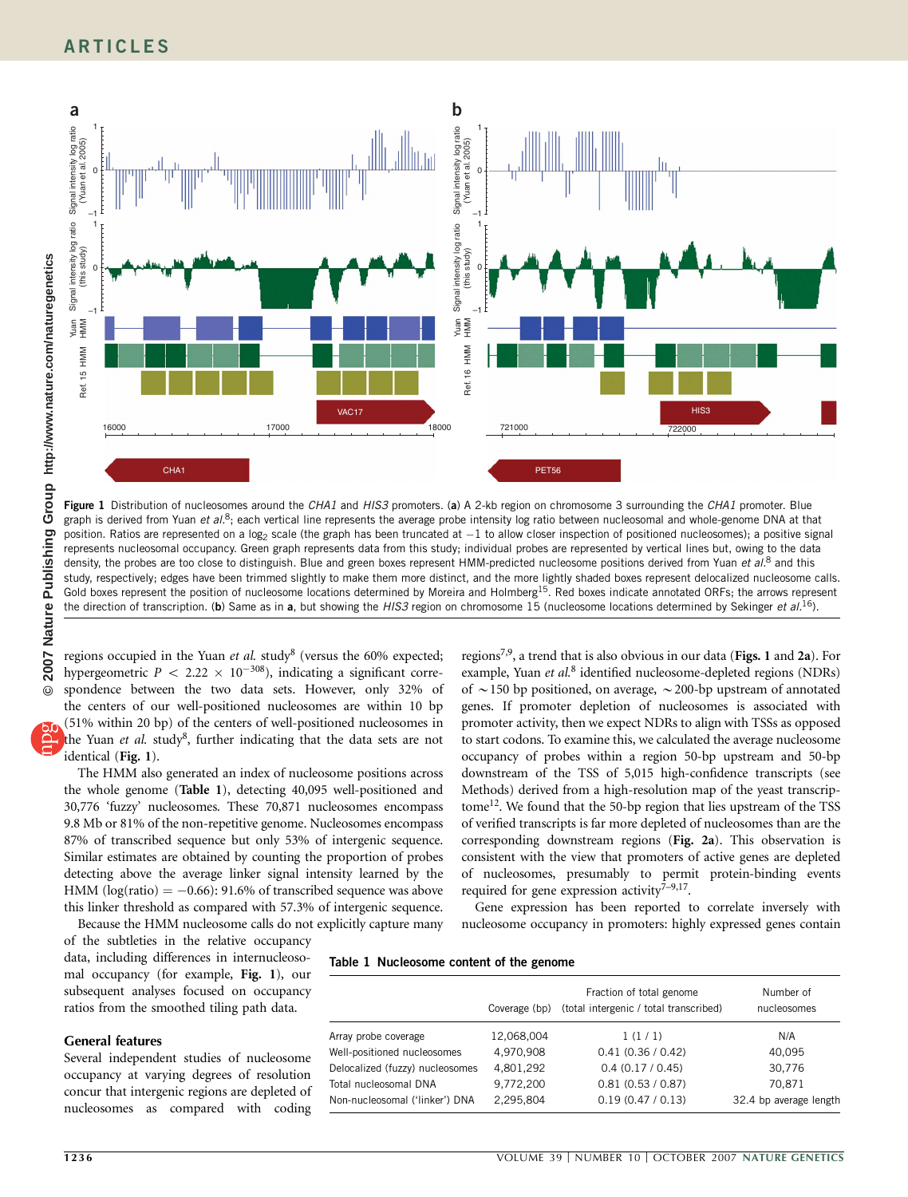**Figure 1** Distribution of nucleosomes around the *CHA1* and *HIS3* promoters. (**a**) A 2-kb region on chromosome 3 surrounding the *CHA1* promoter. Blue graph is derived from Yuan *et al.*[8]; each vertical line represents the average probe intensity log ratio between nucleosomal and whole-genome DNA at that position. Ratios are represented on a $\log_2$ scale (the graph has been truncated at −1 to allow closer inspection of positioned nucleosomes); a positive signal represents nucleosomal occupancy. Green graph represents data from this study; individual probes are represented by vertical lines but, owing to the data density, the probes are too close to distinguish. Blue and green boxes represent HMM-predicted nucleosome positions derived from Yuan *et al.*[8] and this study, respectively; edges have been trimmed slightly to make them more distinct, and the more lightly shaded boxes represent delocalized nucleosome calls. Gold boxes represent the position of nucleosome locations determined by Moreira and Holmberg[15]. Red boxes indicate annotated ORFs; the arrows represent the direction of transcription. (**b**) Same as in **a**, but showing the *HIS3* region on chromosome 15 (nucleosome locations determined by Sekinger *et al.*[16]).

regions occupied in the Yuan *et al.* study[8] (versus the 60% expected; hypergeometric $P < 2.22 \times 10^{-308}$), indicating a significant correspondence between the two data sets. However, only 32% of the centers of our well-positioned nucleosomes are within 10 bp (51% within 20 bp) of the centers of well-positioned nucleosomes in the Yuan *et al.* study[8], further indicating that the data sets are not identical (**Fig. 1**).

The HMM also generated an index of nucleosome positions across the whole genome (**Table 1**), detecting 40,095 well-positioned and 30,776 'fuzzy' nucleosomes. These 70,871 nucleosomes encompass 9.8 Mb or 81% of the non-repetitive genome. Nucleosomes encompass 87% of transcribed sequence but only 53% of intergenic sequence. Similar estimates are obtained by counting the proportion of probes detecting above the average linker signal intensity learned by the HMM (log(ratio) = −0.66): 91.6% of transcribed sequence was above this linker threshold as compared with 57.3% of intergenic sequence.

Because the HMM nucleosome calls do not explicitly capture many of the subtleties in the relative occupancy data, including differences in internucleosomal occupancy (for example, **Fig. 1**), our subsequent analyses focused on occupancy ratios from the smoothed tiling path data.

### General features

Several independent studies of nucleosome occupancy at varying degrees of resolution concur that intergenic regions are depleted of nucleosomes as compared with coding regions[7,9], a trend that is also obvious in our data (**Figs. 1** and **2a**). For example, Yuan *et al.*[8] identified nucleosome-depleted regions (NDRs) of ~150 bp positioned, on average, ~200-bp upstream of annotated genes. If promoter depletion of nucleosomes is associated with promoter activity, then we expect NDRs to align with TSSs as opposed to start codons. To examine this, we calculated the average nucleosome occupancy of probes within a region 50-bp upstream and 50-bp downstream of the TSS of 5,015 high-confidence transcripts (see Methods) derived from a high-resolution map of the yeast transcriptome[12]. We found that the 50-bp region that lies upstream of the TSS of verified transcripts is far more depleted of nucleosomes than are the corresponding downstream regions (**Fig. 2a**). This observation is consistent with the view that promoters of active genes are depleted of nucleosomes, presumably to permit protein-binding events required for gene expression activity[7–9,17].

Gene expression has been reported to correlate inversely with nucleosome occupancy in promoters: highly expressed genes contain

**Table 1 Nucleosome content of the genome**

| | Coverage (bp) | Fraction of total genome (total intergenic / total transcribed) | Number of nucleosomes |
|---|---|---|---|
| Array probe coverage | 12,068,004 | 1 (1 / 1) | N/A |
| Well-positioned nucleosomes | 4,970,908 | 0.41 (0.36 / 0.42) | 40,095 |
| Delocalized (fuzzy) nucleosomes | 4,801,292 | 0.4 (0.17 / 0.45) | 30,776 |
| Total nucleosomal DNA | 9,772,200 | 0.81 (0.53 / 0.87) | 70,871 |
| Non-nucleosomal ('linker') DNA | 2,295,804 | 0.19 (0.47 / 0.13) | 32.4 bp average length |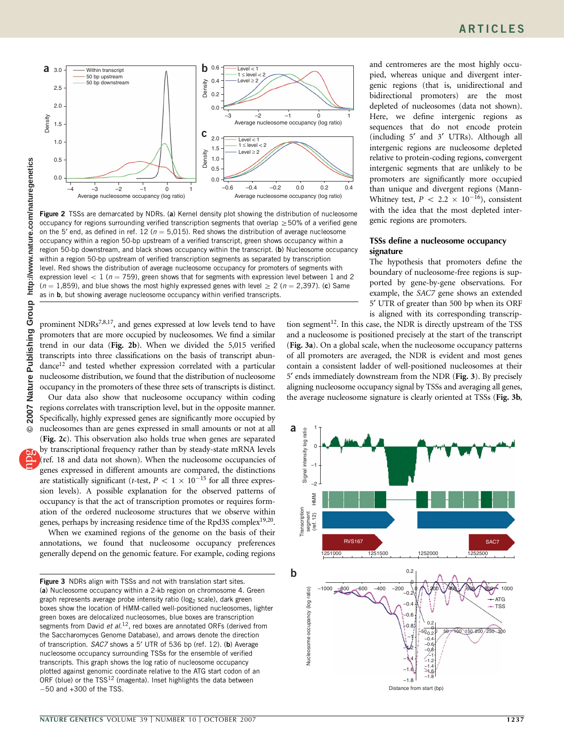and centromeres are the most highly occupied, whereas unique and divergent intergenic regions (that is, unidirectional and bidirectional promoters) are the most depleted of nucleosomes (data not shown). Here, we define intergenic regions as sequences that do not encode protein (including 5′ and 3′ UTRs). Although all intergenic regions are nucleosome depleted relative to protein-coding regions, convergent intergenic segments that are unlikely to be promoters are significantly more occupied than unique and divergent regions (Mann-Whitney test, $P < 2.2 \times 10^{-16}$), consistent with the idea that the most depleted intergenic regions are promoters.

Figure 2 TSSs are demarcated by NDRs. (**a**) Kernel density plot showing the distribution of nucleosome occupancy for regions surrounding verified transcription segments that overlap ≥50% of a verified gene on the 5′ end, as defined in ref. 12 ($n$ = 5,015). Red shows the distribution of average nucleosome occupancy within a region 50-bp upstream of a verified transcript, green shows occupancy within a region 50-bp downstream, and black shows occupancy within the transcript. (**b**) Nucleosome occupancy within a region 50-bp upstream of verified transcription segments as separated by transcription level. Red shows the distribution of average nucleosome occupancy for promoters of segments with expression level < 1 ($n$ = 759), green shows that for segments with expression level between 1 and 2 ($n$ = 1,859), and blue shows the most highly expressed genes with level ≥ 2 ($n$ = 2,397). (**c**) Same as in **b**, but showing average nucleosome occupancy within verified transcripts.

prominent NDRs[7,8,17], and genes expressed at low levels tend to have promoters that are more occupied by nucleosomes. We find a similar trend in our data (**Fig. 2b**). When we divided the 5,015 verified transcripts into three classifications on the basis of transcript abundance[12] and tested whether expression correlated with a particular nucleosome distribution, we found that the distribution of nucleosome occupancy in the promoters of these three sets of transcripts is distinct.

Our data also show that nucleosome occupancy within coding regions correlates with transcription level, but in the opposite manner. Specifically, highly expressed genes are significantly more occupied by nucleosomes than are genes expressed in small amounts or not at all (**Fig. 2c**). This observation also holds true when genes are separated by transcriptional frequency rather than by steady-state mRNA levels (ref. 18 and data not shown). When the nucleosome occupancies of genes expressed in different amounts are compared, the distinctions are statistically significant ($t$-test, $P < 1 \times 10^{-15}$ for all three expression levels). A possible explanation for the observed patterns of occupancy is that the act of transcription promotes or requires formation of the ordered nucleosome structures that we observe within genes, perhaps by increasing residence time of the Rpd3S complex[19,20].

When we examined regions of the genome on the basis of their annotations, we found that nucleosome occupancy preferences generally depend on the genomic feature. For example, coding regions

## TSSs define a nucleosome occupancy signature

The hypothesis that promoters define the boundary of nucleosome-free regions is supported by gene-by-gene observations. For example, the *SAC7* gene shows an extended 5′ UTR of greater than 500 bp when its ORF is aligned with its corresponding transcription segment[12]. In this case, the NDR is directly upstream of the TSS and a nucleosome is positioned precisely at the start of the transcript (**Fig. 3a**). On a global scale, when the nucleosome occupancy patterns of all promoters are averaged, the NDR is evident and most genes contain a consistent ladder of well-positioned nucleosomes at their 5′ ends immediately downstream from the NDR (**Fig. 3**). By precisely aligning nucleosome occupancy signal by TSSs and averaging all genes, the average nucleosome signature is clearly oriented at TSSs (**Fig. 3b**,

Figure 3 NDRs align with TSSs and not with translation start sites. (**a**) Nucleosome occupancy within a 2-kb region on chromosome 4. Green graph represents average probe intensity ratio ($\log_2$ scale), dark green boxes show the location of HMM-called well-positioned nucleosomes, lighter green boxes are delocalized nucleosomes, blue boxes are transcription segments from David *et al.*[12], red boxes are annotated ORFs (derived from the Saccharomyces Genome Database), and arrows denote the direction of transcription. *SAC7* shows a 5′ UTR of 536 bp (ref. 12). (**b**) Average nucleosome occupancy surrounding TSSs for the ensemble of verified transcripts. This graph shows the log ratio of nucleosome occupancy plotted against genomic coordinate relative to the ATG start codon of an ORF (blue) or the TSS[12] (magenta). Inset highlights the data between −50 and +300 of the TSS.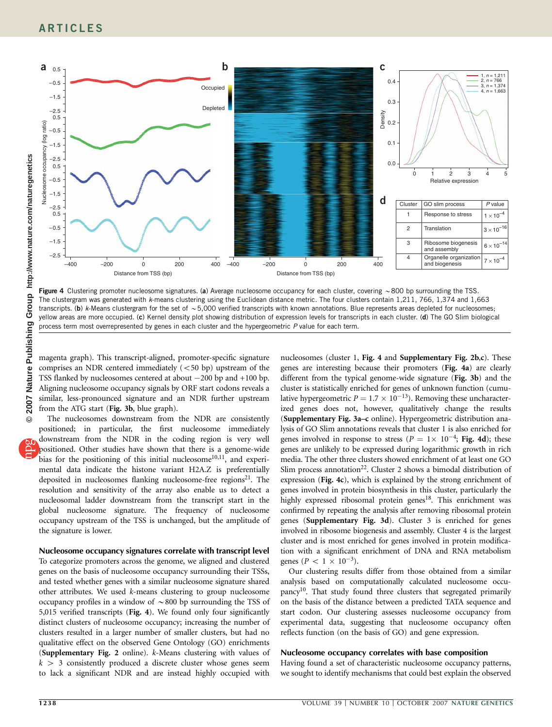| Cluster | GO slim process | P value |
|---|---|---|
| 1 | Response to stress | $1 \times 10^{-4}$ |
| 2 | Translation | $3 \times 10^{-16}$ |
| 3 | Ribosome biogenesis and assembly | $6 \times 10^{-14}$ |
| 4 | Organelle organization and biogenesis | $7 \times 10^{-4}$ |

**Figure 4** Clustering promoter nucleosome signatures. (**a**) Average nucleosome occupancy for each cluster, covering ~800 bp surrounding the TSS. The clustergram was generated with *k*-means clustering using the Euclidean distance metric. The four clusters contain 1,211, 766, 1,374 and 1,663 transcripts. (**b**) *k*-Means clustergram for the set of ~5,000 verified transcripts with known annotations. Blue represents areas depleted for nucleosomes; yellow areas are more occupied. (**c**) Kernel density plot showing distribution of expression levels for transcripts in each cluster. (**d**) The GO Slim biological process term most overrepresented by genes in each cluster and the hypergeometric *P* value for each term.

magenta graph). This transcript-aligned, promoter-specific signature comprises an NDR centered immediately (<50 bp) upstream of the TSS flanked by nucleosomes centered at about −200 bp and +100 bp. Aligning nucleosome occupancy signals by ORF start codons reveals a similar, less-pronounced signature and an NDR further upstream from the ATG start (**Fig. 3b**, blue graph).

The nucleosomes downstream from the NDR are consistently positioned; in particular, the first nucleosome immediately downstream from the NDR in the coding region is very well positioned. Other studies have shown that there is a genome-wide bias for the positioning of this initial nucleosome[10,11], and experimental data indicate the histone variant H2A.Z is preferentially deposited in nucleosomes flanking nucleosome-free regions[21]. The resolution and sensitivity of the array also enable us to detect a nucleosomal ladder downstream from the transcript start in the global nucleosome signature. The frequency of nucleosome occupancy upstream of the TSS is unchanged, but the amplitude of the signature is lower.

## Nucleosome occupancy signatures correlate with transcript level

To categorize promoters across the genome, we aligned and clustered genes on the basis of nucleosome occupancy surrounding their TSSs, and tested whether genes with a similar nucleosome signature shared other attributes. We used *k*-means clustering to group nucleosome occupancy profiles in a window of ~800 bp surrounding the TSS of 5,015 verified transcripts (**Fig. 4**). We found only four significantly distinct clusters of nucleosome occupancy; increasing the number of clusters resulted in a larger number of smaller clusters, but had no qualitative effect on the observed Gene Ontology (GO) enrichments (**Supplementary Fig. 2** online). *k*-Means clustering with values of $k > 3$ consistently produced a discrete cluster whose genes seem to lack a significant NDR and are instead highly occupied with nucleosomes (cluster 1, **Fig. 4** and **Supplementary Fig. 2b,c**). These genes are interesting because their promoters (**Fig. 4a**) are clearly different from the typical genome-wide signature (**Fig. 3b**) and the cluster is statistically enriched for genes of unknown function (cumulative hypergeometric $P = 1.7 \times 10^{-13}$). Removing these uncharacterized genes does not, however, qualitatively change the results (**Supplementary Fig. 3a–c** online). Hypergeometric distribution analysis of GO Slim annotations reveals that cluster 1 is also enriched for genes involved in response to stress ($P = 1 \times 10^{-4}$; **Fig. 4d**); these genes are unlikely to be expressed during logarithmic growth in rich media. The other three clusters showed enrichment of at least one GO Slim process annotation[22]. Cluster 2 shows a bimodal distribution of expression (**Fig. 4c**), which is explained by the strong enrichment of genes involved in protein biosynthesis in this cluster, particularly the highly expressed ribosomal protein genes[18]. This enrichment was confirmed by repeating the analysis after removing ribosomal protein genes (**Supplementary Fig. 3d**). Cluster 3 is enriched for genes involved in ribosome biogenesis and assembly. Cluster 4 is the largest cluster and is most enriched for genes involved in protein modification with a significant enrichment of DNA and RNA metabolism genes ($P < 1 \times 10^{-3}$).

Our clustering results differ from those obtained from a similar analysis based on computationally calculated nucleosome occupancy[10]. That study found three clusters that segregated primarily on the basis of the distance between a predicted TATA sequence and start codon. Our clustering assesses nucleosome occupancy from experimental data, suggesting that nucleosome occupancy often reflects function (on the basis of GO) and gene expression.

## Nucleosome occupancy correlates with base composition

Having found a set of characteristic nucleosome occupancy patterns, we sought to identify mechanisms that could best explain the observed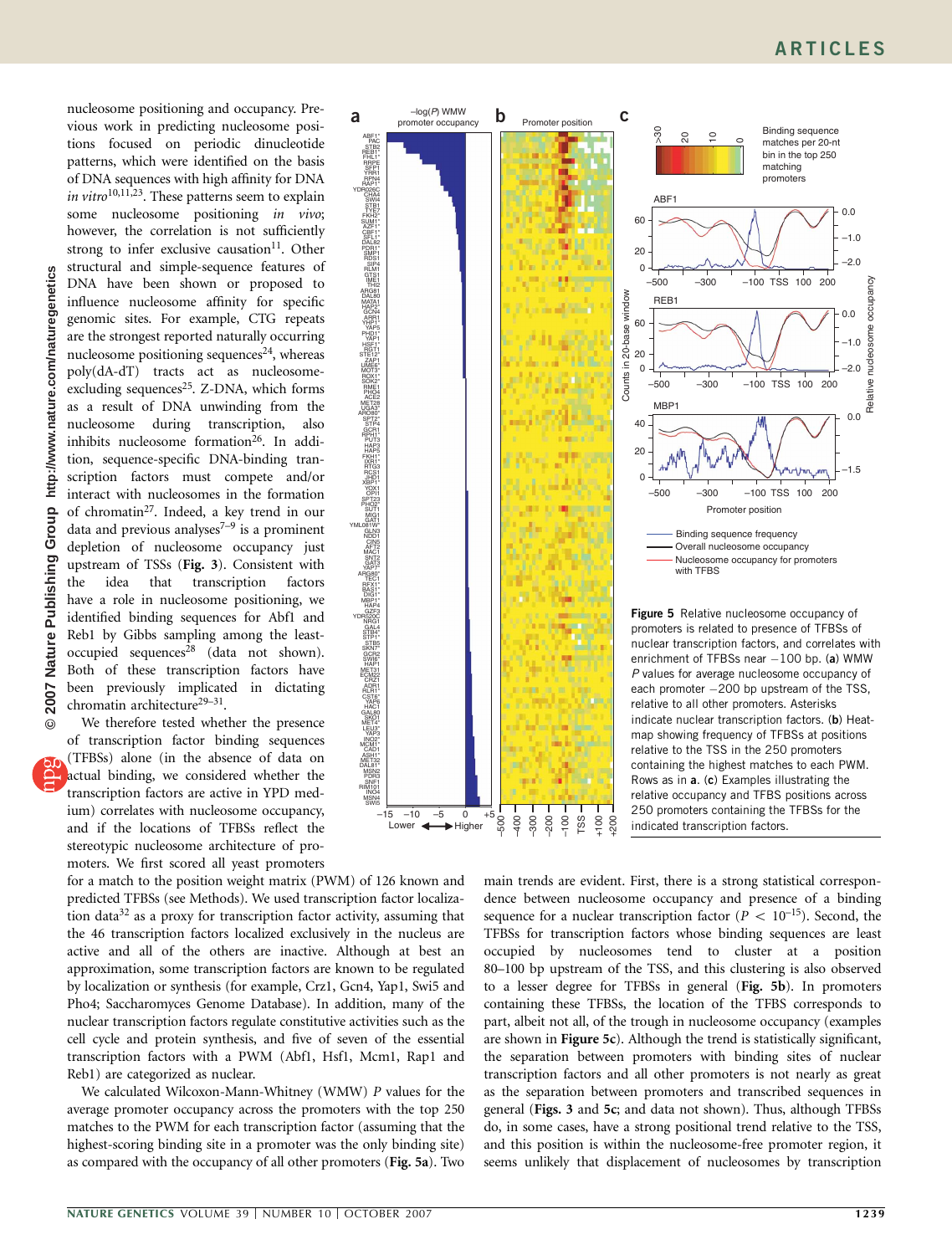nucleosome positioning and occupancy. Previous work in predicting nucleosome positions focused on periodic dinucleotide patterns, which were identified on the basis of DNA sequences with high affinity for DNA *in vitro*[10,11,23]. These patterns seem to explain some nucleosome positioning *in vivo*; however, the correlation is not sufficiently strong to infer exclusive causation[11]. Other structural and simple-sequence features of DNA have been shown or proposed to influence nucleosome affinity for specific genomic sites. For example, CTG repeats are the strongest reported naturally occurring nucleosome positioning sequences[24], whereas poly(dA-dT) tracts act as nucleosome-excluding sequences[25]. Z-DNA, which forms as a result of DNA unwinding from the nucleosome during transcription, also inhibits nucleosome formation[26]. In addition, sequence-specific DNA-binding transcription factors must compete and/or interact with nucleosomes in the formation of chromatin[27]. Indeed, a key trend in our data and previous analyses[7–9] is a prominent depletion of nucleosome occupancy just upstream of TSSs (**Fig. 3**). Consistent with the idea that transcription factors have a role in nucleosome positioning, we identified binding sequences for Abf1 and Reb1 by Gibbs sampling among the least-occupied sequences[28] (data not shown). Both of these transcription factors have been previously implicated in dictating chromatin architecture[29–31].

We therefore tested whether the presence of transcription factor binding sequences (TFBSs) alone (in the absence of data on actual binding, we considered whether the transcription factors are active in YPD medium) correlates with nucleosome occupancy, and if the locations of TFBSs reflect the stereotypic nucleosome architecture of promoters. We first scored all yeast promoters for a match to the position weight matrix (PWM) of 126 known and predicted TFBSs (see Methods). We used transcription factor localization data[32] as a proxy for transcription factor activity, assuming that the 46 transcription factors localized exclusively in the nucleus are active and all of the others are inactive. Although at best an approximation, some transcription factors are known to be regulated by localization or synthesis (for example, Crz1, Gcn4, Yap1, Swi5 and Pho4; Saccharomyces Genome Database). In addition, many of the nuclear transcription factors regulate constitutive activities such as the cell cycle and protein synthesis, and five of seven of the essential transcription factors with a PWM (Abf1, Hsf1, Mcm1, Rap1 and Reb1) are categorized as nuclear.

We calculated Wilcoxon-Mann-Whitney (WMW) *P* values for the average promoter occupancy across the promoters with the top 250 matches to the PWM for each transcription factor (assuming that the highest-scoring binding site in a promoter was the only binding site) as compared with the occupancy of all other promoters (**Fig. 5a**). Two main trends are evident. First, there is a strong statistical correspondence between nucleosome occupancy and presence of a binding sequence for a nuclear transcription factor ($P < 10^{-15}$). Second, the TFBSs for transcription factors whose binding sequences are least occupied by nucleosomes tend to cluster at a position 80–100 bp upstream of the TSS, and this clustering is also observed to a lesser degree for TFBSs in general (**Fig. 5b**). In promoters containing these TFBSs, the location of the TFBS corresponds to part, albeit not all, of the trough in nucleosome occupancy (examples are shown in **Figure 5c**). Although the trend is statistically significant, the separation between promoters with binding sites of nuclear transcription factors and all other promoters is not nearly as great as the separation between promoters and transcribed sequences in general (**Figs. 3** and **5c**; and data not shown). Thus, although TFBSs do, in some cases, have a strong positional trend relative to the TSS, and this position is within the nucleosome-free promoter region, it seems unlikely that displacement of nucleosomes by transcription

**Figure 5** Relative nucleosome occupancy of promoters is related to presence of TFBSs of nuclear transcription factors, and correlates with enrichment of TFBSs near −100 bp. (**a**) WMW *P* values for average nucleosome occupancy of each promoter −200 bp upstream of the TSS, relative to all other promoters. Asterisks indicate nuclear transcription factors. (**b**) Heatmap showing frequency of TFBSs at positions relative to the TSS in the 250 promoters containing the highest matches to each PWM. Rows as in **a**. (**c**) Examples illustrating the relative occupancy and TFBS positions across 250 promoters containing the TFBSs for the indicated transcription factors.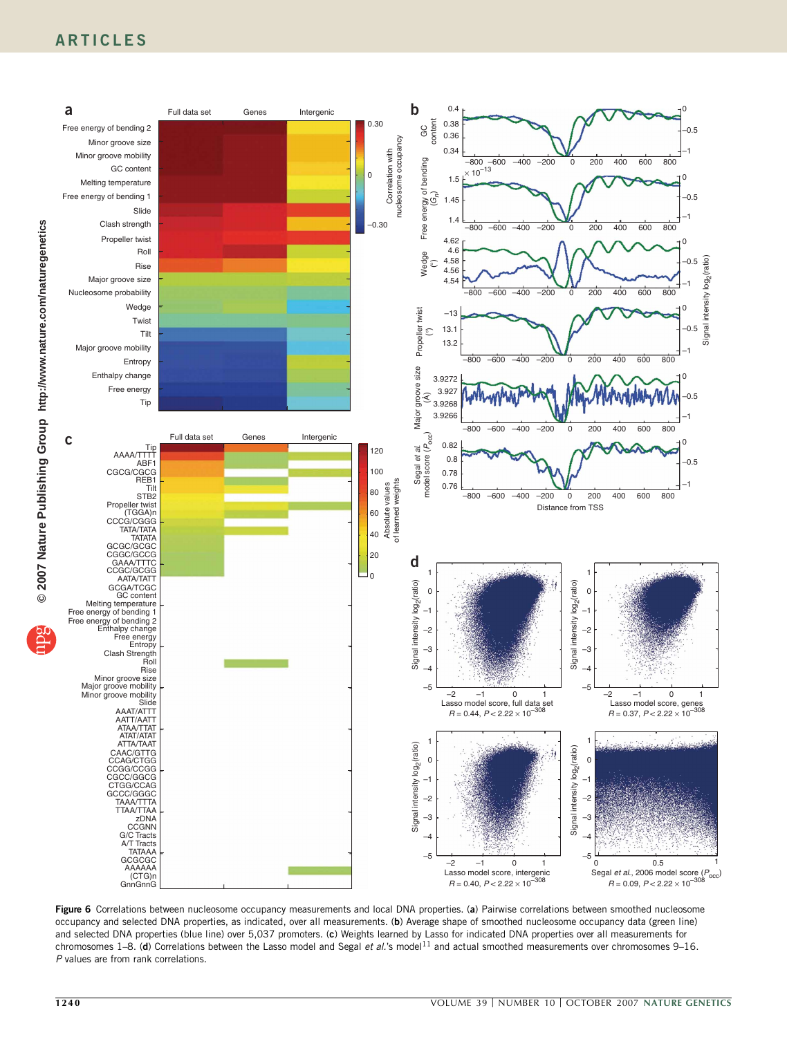**Figure 6** Correlations between nucleosome occupancy measurements and local DNA properties. (**a**) Pairwise correlations between smoothed nucleosome occupancy and selected DNA properties, as indicated, over all measurements. (**b**) Average shape of smoothed nucleosome occupancy data (green line) and selected DNA properties (blue line) over 5,037 promoters. (**c**) Weights learned by Lasso for indicated DNA properties over all measurements for chromosomes 1–8. (**d**) Correlations between the Lasso model and Segal *et al.*'s model[11] and actual smoothed measurements over chromosomes 9–16. *P* values are from rank correlations.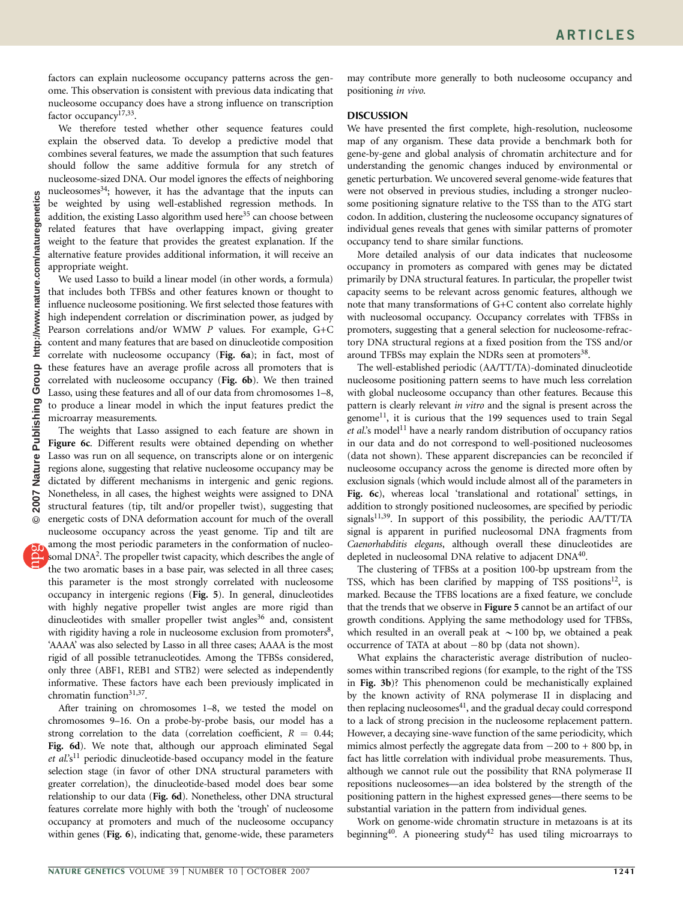factors can explain nucleosome occupancy patterns across the genome. This observation is consistent with previous data indicating that nucleosome occupancy does have a strong influence on transcription factor occupancy[17,33].

We therefore tested whether other sequence features could explain the observed data. To develop a predictive model that combines several features, we made the assumption that such features should follow the same additive formula for any stretch of nucleosome-sized DNA. Our model ignores the effects of neighboring nucleosomes[34]; however, it has the advantage that the inputs can be weighted by using well-established regression methods. In addition, the existing Lasso algorithm used here[35] can choose between related features that have overlapping impact, giving greater weight to the feature that provides the greatest explanation. If the alternative feature provides additional information, it will receive an appropriate weight.

We used Lasso to build a linear model (in other words, a formula) that includes both TFBSs and other features known or thought to influence nucleosome positioning. We first selected those features with high independent correlation or discrimination power, as judged by Pearson correlations and/or WMW *P* values. For example, G+C content and many features that are based on dinucleotide composition correlate with nucleosome occupancy (**Fig. 6a**); in fact, most of these features have an average profile across all promoters that is correlated with nucleosome occupancy (**Fig. 6b**). We then trained Lasso, using these features and all of our data from chromosomes 1–8, to produce a linear model in which the input features predict the microarray measurements.

The weights that Lasso assigned to each feature are shown in **Figure 6c**. Different results were obtained depending on whether Lasso was run on all sequence, on transcripts alone or on intergenic regions alone, suggesting that relative nucleosome occupancy may be dictated by different mechanisms in intergenic and genic regions. Nonetheless, in all cases, the highest weights were assigned to DNA structural features (tip, tilt and/or propeller twist), suggesting that energetic costs of DNA deformation account for much of the overall nucleosome occupancy across the yeast genome. Tip and tilt are among the most periodic parameters in the conformation of nucleosomal DNA[2]. The propeller twist capacity, which describes the angle of the two aromatic bases in a base pair, was selected in all three cases; this parameter is the most strongly correlated with nucleosome occupancy in intergenic regions (**Fig. 5**). In general, dinucleotides with highly negative propeller twist angles are more rigid than dinucleotides with smaller propeller twist angles[36] and, consistent with rigidity having a role in nucleosome exclusion from promoters[8], 'AAAA' was also selected by Lasso in all three cases; AAAA is the most rigid of all possible tetranucleotides. Among the TFBSs considered, only three (ABF1, REB1 and STB2) were selected as independently informative. These factors have each been previously implicated in chromatin function[31,37].

After training on chromosomes 1–8, we tested the model on chromosomes 9–16. On a probe-by-probe basis, our model has a strong correlation to the data (correlation coefficient, $R = 0.44$; **Fig. 6d**). We note that, although our approach eliminated Segal *et al.*'s[11] periodic dinucleotide-based occupancy model in the feature selection stage (in favor of other DNA structural parameters with greater correlation), the dinucleotide-based model does bear some relationship to our data (**Fig. 6d**). Nonetheless, other DNA structural features correlate more highly with both the 'trough' of nucleosome occupancy at promoters and much of the nucleosome occupancy within genes (**Fig. 6**), indicating that, genome-wide, these parameters may contribute more generally to both nucleosome occupancy and positioning *in vivo*.

## DISCUSSION

We have presented the first complete, high-resolution, nucleosome map of any organism. These data provide a benchmark both for gene-by-gene and global analysis of chromatin architecture and for understanding the genomic changes induced by environmental or genetic perturbation. We uncovered several genome-wide features that were not observed in previous studies, including a stronger nucleosome positioning signature relative to the TSS than to the ATG start codon. In addition, clustering the nucleosome occupancy signatures of individual genes reveals that genes with similar patterns of promoter occupancy tend to share similar functions.

More detailed analysis of our data indicates that nucleosome occupancy in promoters as compared with genes may be dictated primarily by DNA structural features. In particular, the propeller twist capacity seems to be relevant across genomic features, although we note that many transformations of G+C content also correlate highly with nucleosomal occupancy. Occupancy correlates with TFBSs in promoters, suggesting that a general selection for nucleosome-refractory DNA structural regions at a fixed position from the TSS and/or around TFBSs may explain the NDRs seen at promoters[38].

The well-established periodic (AA/TT/TA)-dominated dinucleotide nucleosome positioning pattern seems to have much less correlation with global nucleosome occupancy than other features. Because this pattern is clearly relevant *in vitro* and the signal is present across the genome[11], it is curious that the 199 sequences used to train Segal *et al.*'s model[11] have a nearly random distribution of occupancy ratios in our data and do not correspond to well-positioned nucleosomes (data not shown). These apparent discrepancies can be reconciled if nucleosome occupancy across the genome is directed more often by exclusion signals (which would include almost all of the parameters in **Fig. 6c**), whereas local 'translational and rotational' settings, in addition to strongly positioned nucleosomes, are specified by periodic signals[11,39]. In support of this possibility, the periodic AA/TT/TA signal is apparent in purified nucleosomal DNA fragments from *Caenorhabditis elegans*, although overall these dinucleotides are depleted in nucleosomal DNA relative to adjacent DNA[40].

The clustering of TFBSs at a position 100-bp upstream from the TSS, which has been clarified by mapping of TSS positions[12], is marked. Because the TFBS locations are a fixed feature, we conclude that the trends that we observe in **Figure 5** cannot be an artifact of our growth conditions. Applying the same methodology used for TFBSs, which resulted in an overall peak at ~100 bp, we obtained a peak occurrence of TATA at about −80 bp (data not shown).

What explains the characteristic average distribution of nucleosomes within transcribed regions (for example, to the right of the TSS in **Fig. 3b**)? This phenomenon could be mechanistically explained by the known activity of RNA polymerase II in displacing and then replacing nucleosomes[41], and the gradual decay could correspond to a lack of strong precision in the nucleosome replacement pattern. However, a decaying sine-wave function of the same periodicity, which mimics almost perfectly the aggregate data from −200 to + 800 bp, in fact has little correlation with individual probe measurements. Thus, although we cannot rule out the possibility that RNA polymerase II repositions nucleosomes—an idea bolstered by the strength of the positioning pattern in the highest expressed genes—there seems to be substantial variation in the pattern from individual genes.

Work on genome-wide chromatin structure in metazoans is at its beginning[40]. A pioneering study[42] has used tiling microarrays to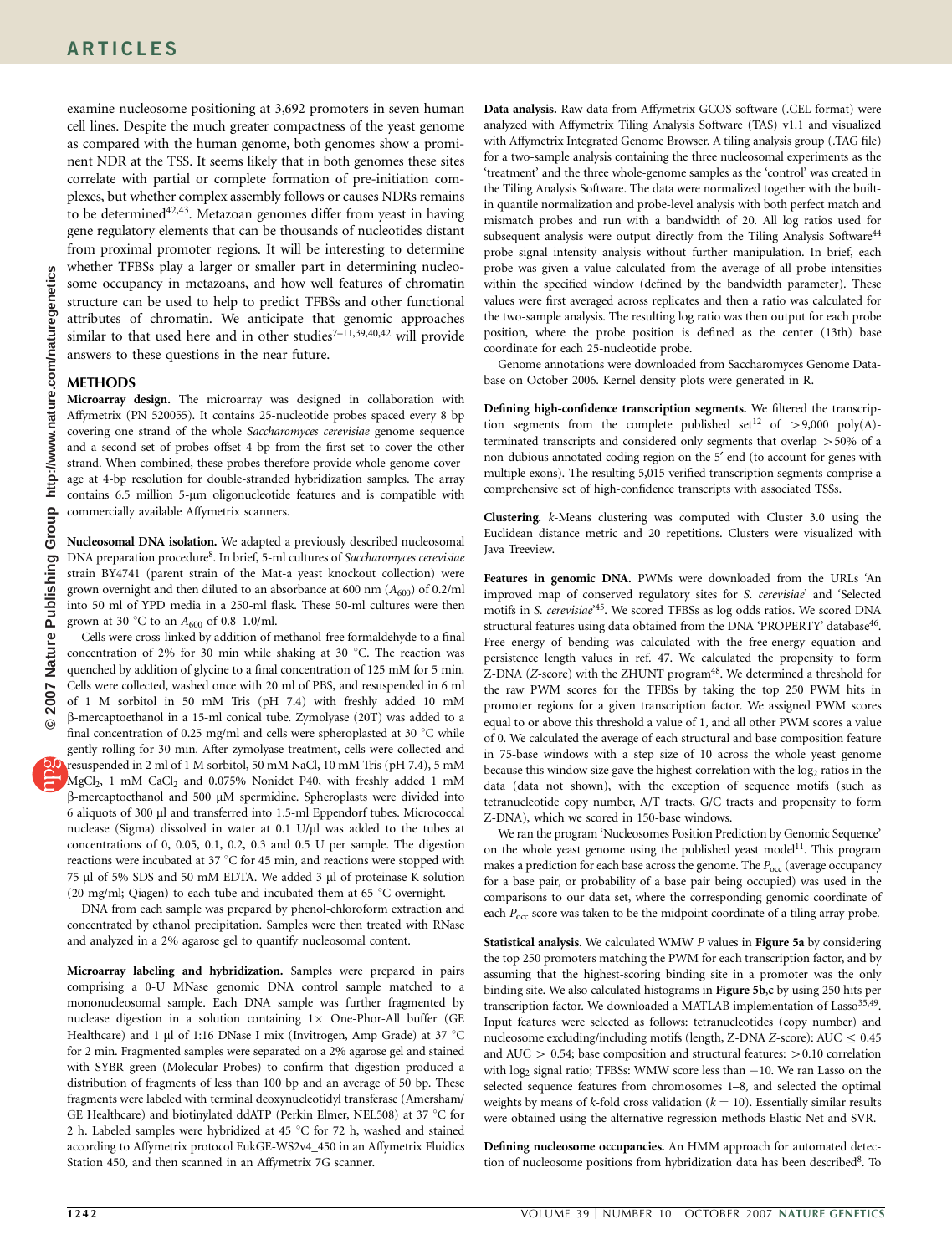examine nucleosome positioning at 3,692 promoters in seven human cell lines. Despite the much greater compactness of the yeast genome as compared with the human genome, both genomes show a prominent NDR at the TSS. It seems likely that in both genomes these sites correlate with partial or complete formation of pre-initiation complexes, but whether complex assembly follows or causes NDRs remains to be determined[42,43]. Metazoan genomes differ from yeast in having gene regulatory elements that can be thousands of nucleotides distant from proximal promoter regions. It will be interesting to determine whether TFBSs play a larger or smaller part in determining nucleosome occupancy in metazoans, and how well features of chromatin structure can be used to help to predict TFBSs and other functional attributes of chromatin. We anticipate that genomic approaches similar to that used here and in other studies[7–11,39,40,42] will provide answers to these questions in the near future.

## METHODS

**Microarray design.** The microarray was designed in collaboration with Affymetrix (PN 520055). It contains 25-nucleotide probes spaced every 8 bp covering one strand of the whole *Saccharomyces cerevisiae* genome sequence and a second set of probes offset 4 bp from the first set to cover the other strand. When combined, these probes therefore provide whole-genome coverage at 4-bp resolution for double-stranded hybridization samples. The array contains 6.5 million 5-μm oligonucleotide features and is compatible with commercially available Affymetrix scanners.

**Nucleosomal DNA isolation.** We adapted a previously described nucleosomal DNA preparation procedure[8]. In brief, 5-ml cultures of *Saccharomyces cerevisiae* strain BY4741 (parent strain of the Mat-a yeast knockout collection) were grown overnight and then diluted to an absorbance at 600 nm ($A_{600}$) of 0.2/ml into 50 ml of YPD media in a 250-ml flask. These 50-ml cultures were then grown at 30 °C to an $A_{600}$ of 0.8–1.0/ml.

Cells were cross-linked by addition of methanol-free formaldehyde to a final concentration of 2% for 30 min while shaking at 30 °C. The reaction was quenched by addition of glycine to a final concentration of 125 mM for 5 min. Cells were collected, washed once with 20 ml of PBS, and resuspended in 6 ml of 1 M sorbitol in 50 mM Tris (pH 7.4) with freshly added 10 mM β-mercaptoethanol in a 15-ml conical tube. Zymolyase (20T) was added to a final concentration of 0.25 mg/ml and cells were spheroplasted at 30 °C while gently rolling for 30 min. After zymolyase treatment, cells were collected and resuspended in 2 ml of 1 M sorbitol, 50 mM NaCl, 10 mM Tris (pH 7.4), 5 mM $MgCl_2$, 1 mM $CaCl_2$ and 0.075% Nonidet P40, with freshly added 1 mM β-mercaptoethanol and 500 μM spermidine. Spheroplasts were divided into 6 aliquots of 300 μl and transferred into 1.5-ml Eppendorf tubes. Micrococcal nuclease (Sigma) dissolved in water at 0.1 U/μl was added to the tubes at concentrations of 0, 0.05, 0.1, 0.2, 0.3 and 0.5 U per sample. The digestion reactions were incubated at 37 °C for 45 min, and reactions were stopped with 75 μl of 5% SDS and 50 mM EDTA. We added 3 μl of proteinase K solution (20 mg/ml; Qiagen) to each tube and incubated them at 65 °C overnight.

DNA from each sample was prepared by phenol-chloroform extraction and concentrated by ethanol precipitation. Samples were then treated with RNase and analyzed in a 2% agarose gel to quantify nucleosomal content.

**Microarray labeling and hybridization.** Samples were prepared in pairs comprising a 0-U MNase genomic DNA control sample matched to a mononucleosomal sample. Each DNA sample was further fragmented by nuclease digestion in a solution containing 1× One-Phor-All buffer (GE Healthcare) and 1 μl of 1:16 DNase I mix (Invitrogen, Amp Grade) at 37 °C for 2 min. Fragmented samples were separated on a 2% agarose gel and stained with SYBR green (Molecular Probes) to confirm that digestion produced a distribution of fragments of less than 100 bp and an average of 50 bp. These fragments were labeled with terminal deoxynucleotidyl transferase (Amersham/GE Healthcare) and biotinylated ddATP (Perkin Elmer, NEL508) at 37 °C for 2 h. Labeled samples were hybridized at 45 °C for 72 h, washed and stained according to Affymetrix protocol EukGE-WS2v4_450 in an Affymetrix Fluidics Station 450, and then scanned in an Affymetrix 7G scanner.

**Data analysis.** Raw data from Affymetrix GCOS software (.CEL format) were analyzed with Affymetrix Tiling Analysis Software (TAS) v1.1 and visualized with Affymetrix Integrated Genome Browser. A tiling analysis group (.TAG file) for a two-sample analysis containing the three nucleosomal experiments as the 'treatment' and the three whole-genome samples as the 'control' was created in the Tiling Analysis Software. The data were normalized together with the built-in quantile normalization and probe-level analysis with both perfect match and mismatch probes and run with a bandwidth of 20. All log ratios used for subsequent analysis were output directly from the Tiling Analysis Software[44] probe signal intensity analysis without further manipulation. In brief, each probe was given a value calculated from the average of all probe intensities within the specified window (defined by the bandwidth parameter). These values were first averaged across replicates and then a ratio was calculated for the two-sample analysis. The resulting log ratio was then output for each probe position, where the probe position is defined as the center (13th) base coordinate for each 25-nucleotide probe.

Genome annotations were downloaded from Saccharomyces Genome Database on October 2006. Kernel density plots were generated in R.

**Defining high-confidence transcription segments.** We filtered the transcription segments from the complete published set[12] of >9,000 poly(A)-terminated transcripts and considered only segments that overlap >50% of a non-dubious annotated coding region on the 5′ end (to account for genes with multiple exons). The resulting 5,015 verified transcription segments comprise a comprehensive set of high-confidence transcripts with associated TSSs.

**Clustering.** *k*-Means clustering was computed with Cluster 3.0 using the Euclidean distance metric and 20 repetitions. Clusters were visualized with Java Treeview.

**Features in genomic DNA.** PWMs were downloaded from the URLs 'An improved map of conserved regulatory sites for *S. cerevisiae*' and 'Selected motifs in *S. cerevisiae*'[45]. We scored TFBSs as log odds ratios. We scored DNA structural features using data obtained from the DNA 'PROPERTY' database[46]. Free energy of bending was calculated with the free-energy equation and persistence length values in ref. 47. We calculated the propensity to form Z-DNA (*Z*-score) with the ZHUNT program[48]. We determined a threshold for the raw PWM scores for the TFBSs by taking the top 250 PWM hits in promoter regions for a given transcription factor. We assigned PWM scores equal to or above this threshold a value of 1, and all other PWM scores a value of 0. We calculated the average of each structural and base composition feature in 75-base windows with a step size of 10 across the whole yeast genome because this window size gave the highest correlation with the $\log_2$ ratios in the data (data not shown), with the exception of sequence motifs (such as tetranucleotide copy number, A/T tracts, G/C tracts and propensity to form Z-DNA), which we scored in 150-base windows.

We ran the program 'Nucleosomes Position Prediction by Genomic Sequence' on the whole yeast genome using the published yeast model[11]. This program makes a prediction for each base across the genome. The $P_{occ}$ (average occupancy for a base pair, or probability of a base pair being occupied) was used in the comparisons to our data set, where the corresponding genomic coordinate of each $P_{occ}$ score was taken to be the midpoint coordinate of a tiling array probe.

**Statistical analysis.** We calculated WMW *P* values in **Figure 5a** by considering the top 250 promoters matching the PWM for each transcription factor, and by assuming that the highest-scoring binding site in a promoter was the only binding site. We also calculated histograms in **Figure 5b,c** by using 250 hits per transcription factor. We downloaded a MATLAB implementation of Lasso[35,49]. Input features were selected as follows: tetranucleotides (copy number) and nucleosome excluding/including motifs (length, Z-DNA *Z*-score): AUC ≤ 0.45 and AUC > 0.54; base composition and structural features: >0.10 correlation with $\log_2$ signal ratio; TFBSs: WMW score less than −10. We ran Lasso on the selected sequence features from chromosomes 1–8, and selected the optimal weights by means of *k*-fold cross validation ($k = 10$). Essentially similar results were obtained using the alternative regression methods Elastic Net and SVR.

**Defining nucleosome occupancies.** An HMM approach for automated detection of nucleosome positions from hybridization data has been described[8]. To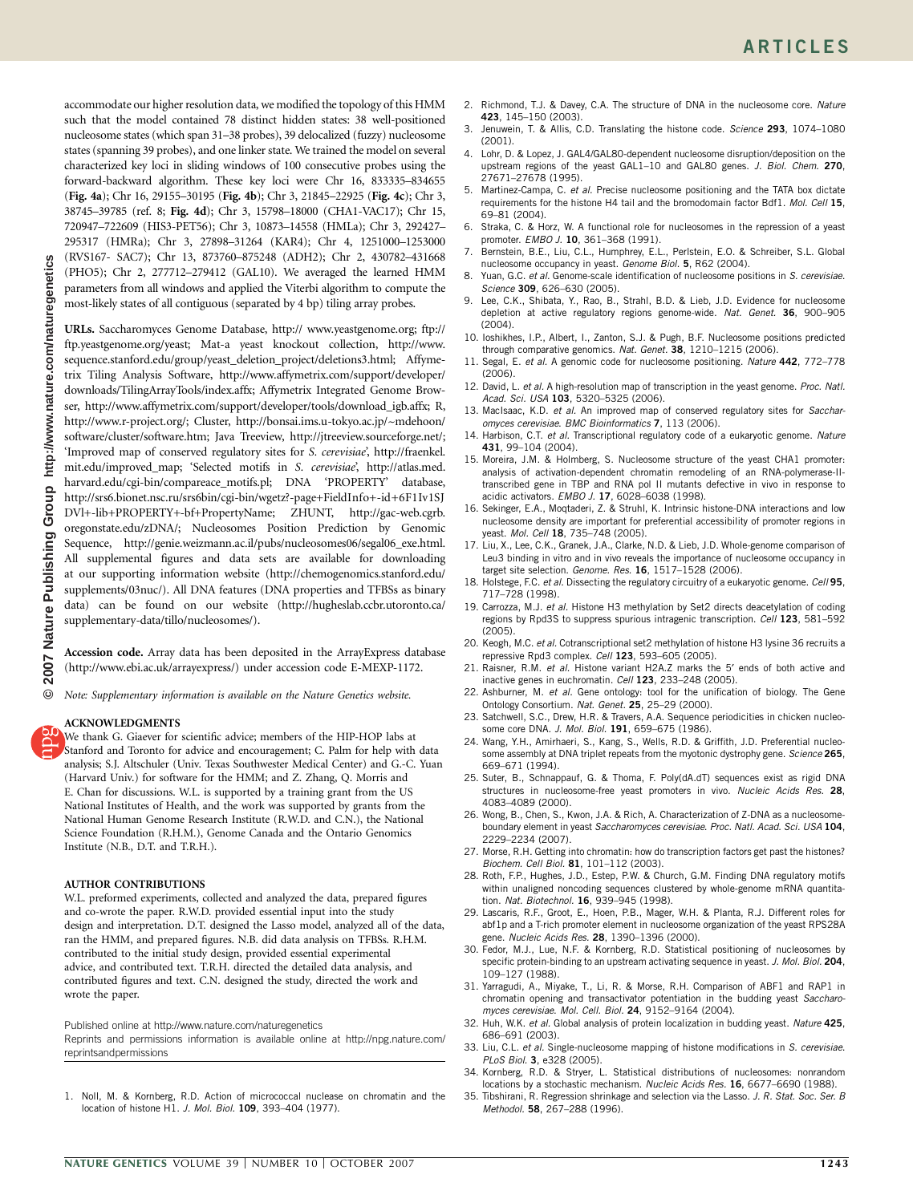accommodate our higher resolution data, we modified the topology of this HMM such that the model contained 78 distinct hidden states: 38 well-positioned nucleosome states (which span 31–38 probes), 39 delocalized (fuzzy) nucleosome states (spanning 39 probes), and one linker state. We trained the model on several characterized key loci in sliding windows of 100 consecutive probes using the forward-backward algorithm. These key loci were Chr 16, 833335–834655 (**Fig. 4a**); Chr 16, 29155–30195 (**Fig. 4b**); Chr 3, 21845–22925 (**Fig. 4c**); Chr 3, 38745–39785 (ref. 8; **Fig. 4d**); Chr 3, 15798–18000 (CHA1-VAC17); Chr 15, 720947–722609 (HIS3-PET56); Chr 3, 10873–14558 (HMLa); Chr 3, 292427–295317 (HMRa); Chr 3, 27898–31264 (KAR4); Chr 4, 1251000–1253000 (RVS167- SAC7); Chr 13, 873760–875248 (ADH2); Chr 2, 430782–431668 (PHO5); Chr 2, 277712–279412 (GAL10). We averaged the learned HMM parameters from all windows and applied the Viterbi algorithm to compute the most-likely states of all contiguous (separated by 4 bp) tiling array probes.

**URLs.** Saccharomyces Genome Database, http:// www.yeastgenome.org; ftp://ftp.yeastgenome.org/yeast; Mat-a yeast knockout collection, http://www.sequence.stanford.edu/group/yeast_deletion_project/deletions3.html; Affymetrix Tiling Analysis Software, http://www.affymetrix.com/support/developer/downloads/TilingArrayTools/index.affx; Affymetrix Integrated Genome Browser, http://www.affymetrix.com/support/developer/tools/download_igb.affx; R, http://www.r-project.org/; Cluster, http://bonsai.ims.u-tokyo.ac.jp/~mdehoon/software/cluster/software.htm; Java Treeview, http://jtreeview.sourceforge.net/; 'Improved map of conserved regulatory sites for *S. cerevisiae*', http://fraenkel.mit.edu/improved_map; 'Selected motifs in *S. cerevisiae*', http://atlas.med.harvard.edu/cgi-bin/compareace_motifs.pl; DNA 'PROPERTY' database, http://srs6.bionet.nsc.ru/srs6bin/cgi-bin/wgetz?-page+FieldInfo+-id+6F1Iv1SJDVl+-lib+PROPERTY+-bf+PropertyName; ZHUNT, http://gac-web.cgrb.oregonstate.edu/zDNA/; Nucleosomes Position Prediction by Genomic Sequence, http://genie.weizmann.ac.il/pubs/nucleosomes06/segal06_exe.html. All supplemental figures and data sets are available for downloading at our supporting information website (http://chemogenomics.stanford.edu/supplements/03nuc/). All DNA features (DNA properties and TFBSs as binary data) can be found on our website (http://hugheslab.ccbr.utoronto.ca/supplementary-data/tillo/nucleosomes/).

**Accession code.** Array data has been deposited in the ArrayExpress database (http://www.ebi.ac.uk/arrayexpress/) under accession code E-MEXP-1172.

*Note: Supplementary information is available on the Nature Genetics website.*

## ACKNOWLEDGMENTS

We thank G. Giaever for scientific advice; members of the HIP-HOP labs at Stanford and Toronto for advice and encouragement; C. Palm for help with data analysis; S.J. Altschuler (Univ. Texas Southwester Medical Center) and G.-C. Yuan (Harvard Univ.) for software for the HMM; and Z. Zhang, Q. Morris and E. Chan for discussions. W.L. is supported by a training grant from the US National Institutes of Health, and the work was supported by grants from the National Human Genome Research Institute (R.W.D. and C.N.), the National Science Foundation (R.H.M.), Genome Canada and the Ontario Genomics Institute (N.B., D.T. and T.R.H.).

## AUTHOR CONTRIBUTIONS

W.L. preformed experiments, collected and analyzed the data, prepared figures and co-wrote the paper. R.W.D. provided essential input into the study design and interpretation. D.T. designed the Lasso model, analyzed all of the data, ran the HMM, and prepared figures. N.B. did data analysis on TFBSs. R.H.M. contributed to the initial study design, provided essential experimental advice, and contributed text. T.R.H. directed the detailed data analysis, and contributed figures and text. C.N. designed the study, directed the work and wrote the paper.

Published online at http://www.nature.com/naturegenetics
Reprints and permissions information is available online at http://npg.nature.com/reprintsandpermissions

1. Noll, M. & Kornberg, R.D. Action of micrococcal nuclease on chromatin and the location of histone H1. *J. Mol. Biol.* **109**, 393–404 (1977).
2. Richmond, T.J. & Davey, C.A. The structure of DNA in the nucleosome core. *Nature* **423**, 145–150 (2003).
3. Jenuwein, T. & Allis, C.D. Translating the histone code. *Science* **293**, 1074–1080 (2001).
4. Lohr, D. & Lopez, J. GAL4/GAL80-dependent nucleosome disruption/deposition on the upstream regions of the yeast GAL1–10 and GAL80 genes. *J. Biol. Chem.* **270**, 27671–27678 (1995).
5. Martinez-Campa, C. *et al.* Precise nucleosome positioning and the TATA box dictate requirements for the histone H4 tail and the bromodomain factor Bdf1. *Mol. Cell* **15**, 69–81 (2004).
6. Straka, C. & Horz, W. A functional role for nucleosomes in the repression of a yeast promoter. *EMBO J.* **10**, 361–368 (1991).
7. Bernstein, B.E., Liu, C.L., Humphrey, E.L., Perlstein, E.O. & Schreiber, S.L. Global nucleosome occupancy in yeast. *Genome Biol.* **5**, R62 (2004).
8. Yuan, G.C. *et al.* Genome-scale identification of nucleosome positions in *S. cerevisiae*. *Science* **309**, 626–630 (2005).
9. Lee, C.K., Shibata, Y., Rao, B., Strahl, B.D. & Lieb, J.D. Evidence for nucleosome depletion at active regulatory regions genome-wide. *Nat. Genet.* **36**, 900–905 (2004).
10. Ioshikhes, I.P., Albert, I., Zanton, S.J. & Pugh, B.F. Nucleosome positions predicted through comparative genomics. *Nat. Genet.* **38**, 1210–1215 (2006).
11. Segal, E. *et al.* A genomic code for nucleosome positioning. *Nature* **442**, 772–778 (2006).
12. David, L. *et al.* A high-resolution map of transcription in the yeast genome. *Proc. Natl. Acad. Sci. USA* **103**, 5320–5325 (2006).
13. MacIsaac, K.D. *et al.* An improved map of conserved regulatory sites for *Saccharomyces cerevisiae*. *BMC Bioinformatics* **7**, 113 (2006).
14. Harbison, C.T. *et al.* Transcriptional regulatory code of a eukaryotic genome. *Nature* **431**, 99–104 (2004).
15. Moreira, J.M. & Holmberg, S. Nucleosome structure of the yeast CHA1 promoter: analysis of activation-dependent chromatin remodeling of an RNA-polymerase-II-transcribed gene in TBP and RNA pol II mutants defective in vivo in response to acidic activators. *EMBO J.* **17**, 6028–6038 (1998).
16. Sekinger, E.A., Moqtaderi, Z. & Struhl, K. Intrinsic histone-DNA interactions and low nucleosome density are important for preferential accessibility of promoter regions in yeast. *Mol. Cell* **18**, 735–748 (2005).
17. Liu, X., Lee, C.K., Granek, J.A., Clarke, N.D. & Lieb, J.D. Whole-genome comparison of Leu3 binding in vitro and in vivo reveals the importance of nucleosome occupancy in target site selection. *Genome. Res.* **16**, 1517–1528 (2006).
18. Holstege, F.C. *et al.* Dissecting the regulatory circuitry of a eukaryotic genome. *Cell* **95**, 717–728 (1998).
19. Carrozza, M.J. *et al.* Histone H3 methylation by Set2 directs deacetylation of coding regions by Rpd3S to suppress spurious intragenic transcription. *Cell* **123**, 581–592 (2005).
20. Keogh, M.C. *et al.* Cotranscriptional set2 methylation of histone H3 lysine 36 recruits a repressive Rpd3 complex. *Cell* **123**, 593–605 (2005).
21. Raisner, R.M. *et al.* Histone variant H2A.Z marks the 5′ ends of both active and inactive genes in euchromatin. *Cell* **123**, 233–248 (2005).
22. Ashburner, M. *et al.* Gene ontology: tool for the unification of biology. The Gene Ontology Consortium. *Nat. Genet.* **25**, 25–29 (2000).
23. Satchwell, S.C., Drew, H.R. & Travers, A.A. Sequence periodicities in chicken nucleosome core DNA. *J. Mol. Biol.* **191**, 659–675 (1986).
24. Wang, Y.H., Amirhaeri, S., Kang, S., Wells, R.D. & Griffith, J.D. Preferential nucleosome assembly at DNA triplet repeats from the myotonic dystrophy gene. *Science* **265**, 669–671 (1994).
25. Suter, B., Schnappauf, G. & Thoma, F. Poly(dA.dT) sequences exist as rigid DNA structures in nucleosome-free yeast promoters in vivo. *Nucleic Acids Res.* **28**, 4083–4089 (2000).
26. Wong, B., Chen, S., Kwon, J.A. & Rich, A. Characterization of Z-DNA as a nucleosome-boundary element in yeast *Saccharomyces cerevisiae*. *Proc. Natl. Acad. Sci. USA* **104**, 2229–2234 (2007).
27. Morse, R.H. Getting into chromatin: how do transcription factors get past the histones? *Biochem. Cell Biol.* **81**, 101–112 (2003).
28. Roth, F.P., Hughes, J.D., Estep, P.W. & Church, G.M. Finding DNA regulatory motifs within unaligned noncoding sequences clustered by whole-genome mRNA quantitation. *Nat. Biotechnol.* **16**, 939–945 (1998).
29. Lascaris, R.F., Groot, E., Hoen, P.B., Mager, W.H. & Planta, R.J. Different roles for abf1p and a T-rich promoter element in nucleosome organization of the yeast RPS28A gene. *Nucleic Acids Res.* **28**, 1390–1396 (2000).
30. Fedor, M.J., Lue, N.F. & Kornberg, R.D. Statistical positioning of nucleosomes by specific protein-binding to an upstream activating sequence in yeast. *J. Mol. Biol.* **204**, 109–127 (1988).
31. Yarragudi, A., Miyake, T., Li, R. & Morse, R.H. Comparison of ABF1 and RAP1 in chromatin opening and transactivator potentiation in the budding yeast *Saccharomyces cerevisiae*. *Mol. Cell. Biol.* **24**, 9152–9164 (2004).
32. Huh, W.K. *et al.* Global analysis of protein localization in budding yeast. *Nature* **425**, 686–691 (2003).
33. Liu, C.L. *et al.* Single-nucleosome mapping of histone modifications in *S. cerevisiae*. *PLoS Biol.* **3**, e328 (2005).
34. Kornberg, R.D. & Stryer, L. Statistical distributions of nucleosomes: nonrandom locations by a stochastic mechanism. *Nucleic Acids Res.* **16**, 6677–6690 (1988).
35. Tibshirani, R. Regression shrinkage and selection via the Lasso. *J. R. Stat. Soc. Ser. B Methodol.* **58**, 267–288 (1996).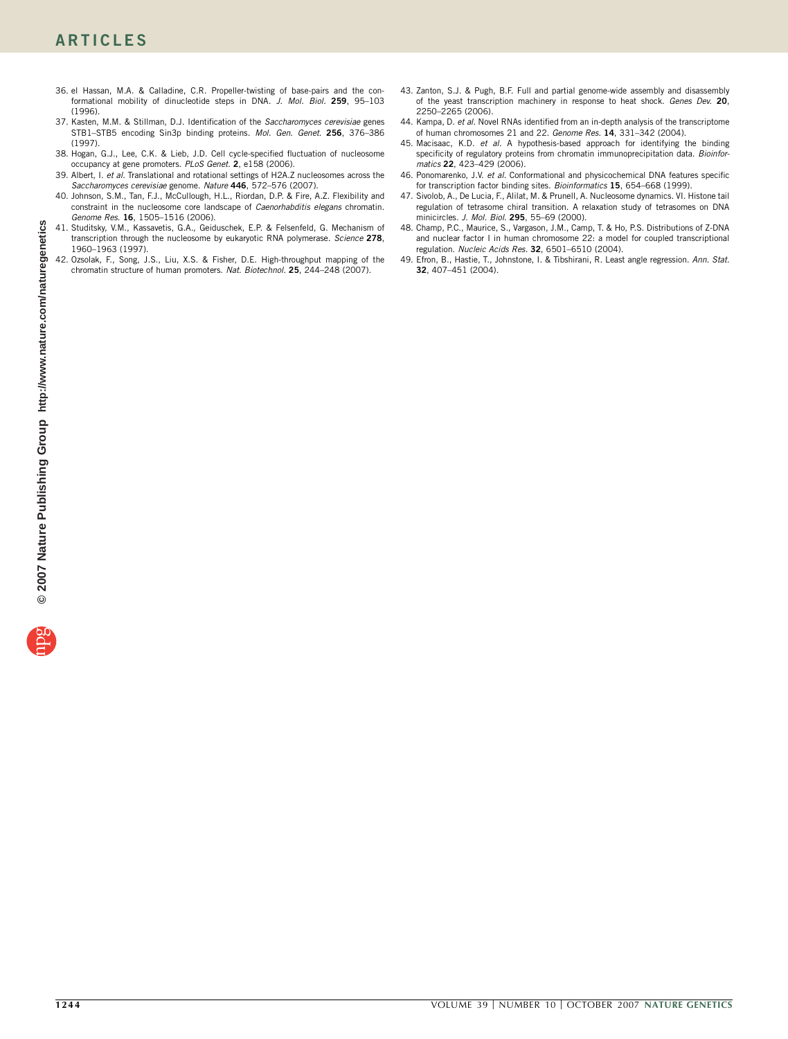36. el Hassan, M.A. & Calladine, C.R. Propeller-twisting of base-pairs and the conformational mobility of dinucleotide steps in DNA. *J. Mol. Biol.* **259**, 95–103 (1996).
37. Kasten, M.M. & Stillman, D.J. Identification of the *Saccharomyces cerevisiae* genes STB1–STB5 encoding Sin3p binding proteins. *Mol. Gen. Genet.* **256**, 376–386 (1997).
38. Hogan, G.J., Lee, C.K. & Lieb, J.D. Cell cycle-specified fluctuation of nucleosome occupancy at gene promoters. *PLoS Genet.* **2**, e158 (2006).
39. Albert, I. *et al.* Translational and rotational settings of H2A.Z nucleosomes across the *Saccharomyces cerevisiae* genome. *Nature* **446**, 572–576 (2007).
40. Johnson, S.M., Tan, F.J., McCullough, H.L., Riordan, D.P. & Fire, A.Z. Flexibility and constraint in the nucleosome core landscape of *Caenorhabditis elegans* chromatin. *Genome Res.* **16**, 1505–1516 (2006).
41. Studitsky, V.M., Kassavetis, G.A., Geiduschek, E.P. & Felsenfeld, G. Mechanism of transcription through the nucleosome by eukaryotic RNA polymerase. *Science* **278**, 1960–1963 (1997).
42. Ozsolak, F., Song, J.S., Liu, X.S. & Fisher, D.E. High-throughput mapping of the chromatin structure of human promoters. *Nat. Biotechnol.* **25**, 244–248 (2007).
43. Zanton, S.J. & Pugh, B.F. Full and partial genome-wide assembly and disassembly of the yeast transcription machinery in response to heat shock. *Genes Dev.* **20**, 2250–2265 (2006).
44. Kampa, D. *et al.* Novel RNAs identified from an in-depth analysis of the transcriptome of human chromosomes 21 and 22. *Genome Res.* **14**, 331–342 (2004).
45. Macisaac, K.D. *et al.* A hypothesis-based approach for identifying the binding specificity of regulatory proteins from chromatin immunoprecipitation data. *Bioinformatics* **22**, 423–429 (2006).
46. Ponomarenko, J.V. *et al.* Conformational and physicochemical DNA features specific for transcription factor binding sites. *Bioinformatics* **15**, 654–668 (1999).
47. Sivolob, A., De Lucia, F., Alilat, M. & Prunell, A. Nucleosome dynamics. VI. Histone tail regulation of tetrasome chiral transition. A relaxation study of tetrasomes on DNA minicircles. *J. Mol. Biol.* **295**, 55–69 (2000).
48. Champ, P.C., Maurice, S., Vargason, J.M., Camp, T. & Ho, P.S. Distributions of Z-DNA and nuclear factor I in human chromosome 22: a model for coupled transcriptional regulation. *Nucleic Acids Res.* **32**, 6501–6510 (2004).
49. Efron, B., Hastie, T., Johnstone, I. & Tibshirani, R. Least angle regression. *Ann. Stat.* **32**, 407–451 (2004).